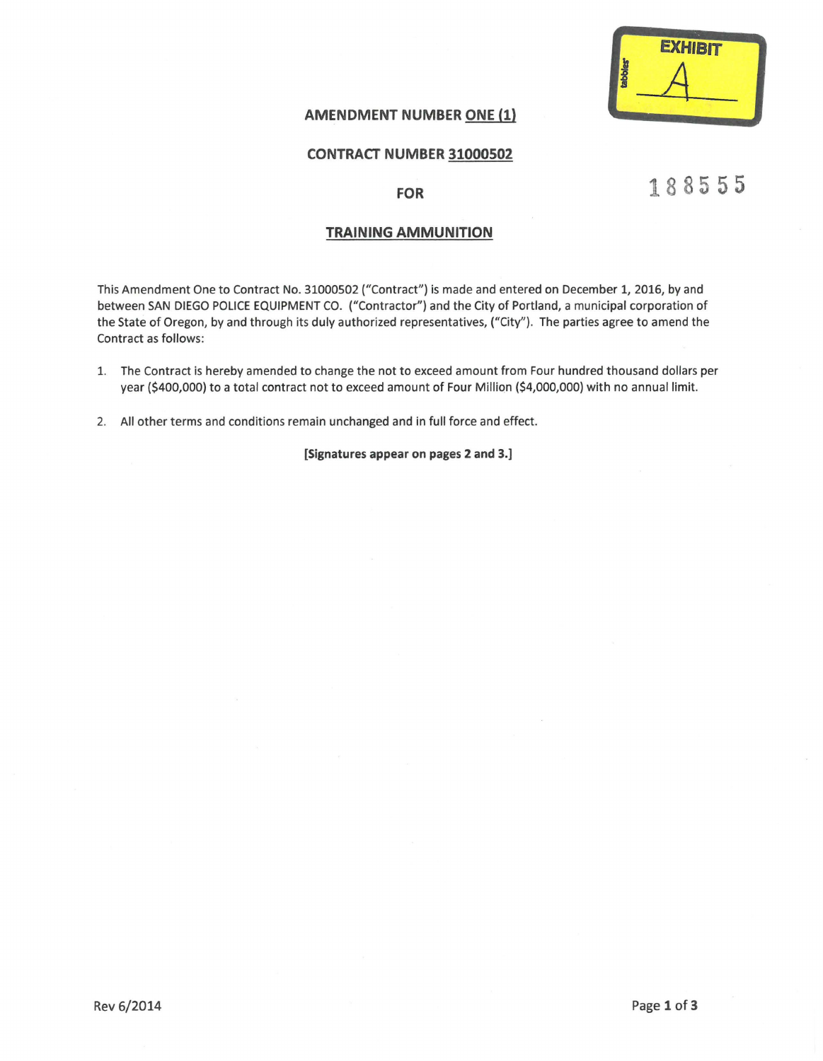EXHIBIT A

## AMENDMENT NUMBER ONE (1)

## CONTRACT NUMBER 31000502

## FOR

## TRAINING AMMUNITION

188555

This Amendment One to Contract No. 31000502 ("Contract") is made and entered on December 1, 2016, by and between SAN DIEGO POLICE EQUIPMENT CO. ("Contractor") and the City of Portland, a municipal corporation of the State of Oregon, by and through its duly authorized representatives, ("City"). The parties agree to amend the Contract as follows:

1. The Contract is hereby amended to change the not to exceed amount from Four hundred thousand dollars per year ($400,000) to a total contract not to exceed amount of Four Million ($4,000,000) with no annual limit.

2. All other terms and conditions remain unchanged and in full force and effect.

**[Signatures appear on pages 2 and 3.]**

Rev 6/2014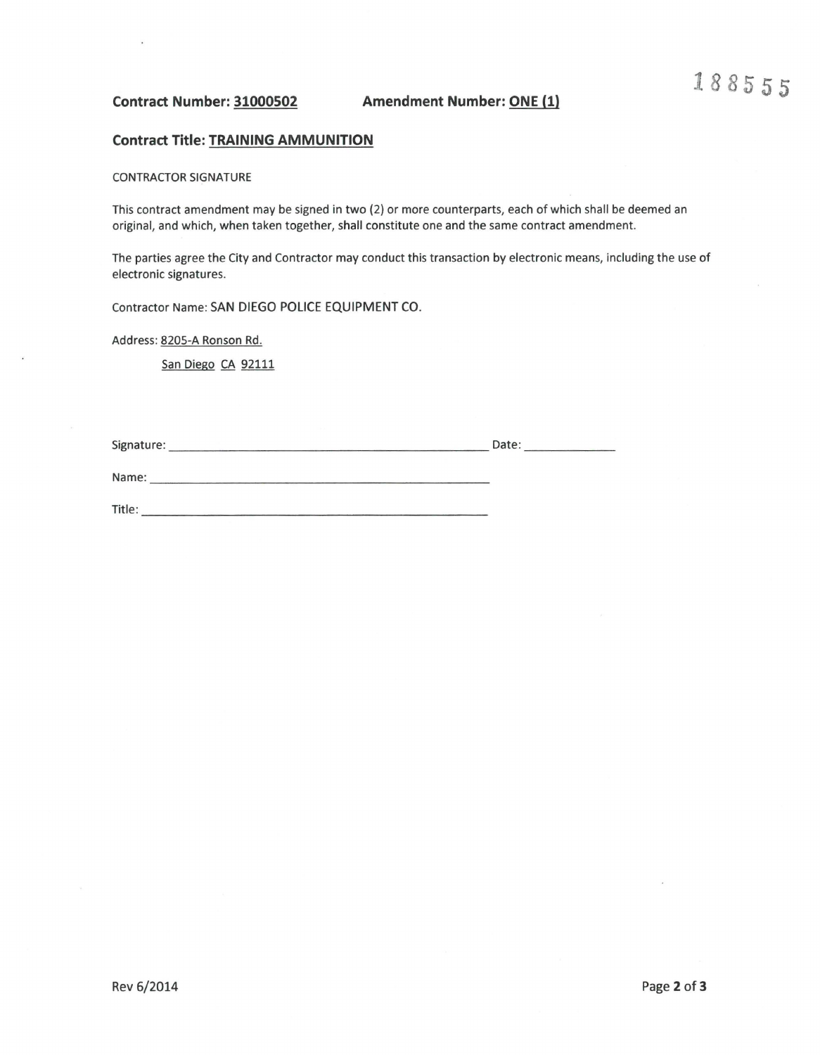188555

**Contract Number: 31000502** **Amendment Number: ONE (1)**

**Contract Title: TRAINING AMMUNITION**

CONTRACTOR SIGNATURE

This contract amendment may be signed in two (2) or more counterparts, each of which shall be deemed an original, and which, when taken together, shall constitute one and the same contract amendment.

The parties agree the City and Contractor may conduct this transaction by electronic means, including the use of electronic signatures.

Contractor Name: SAN DIEGO POLICE EQUIPMENT CO.

Address: 8205-A Ronson Rd.

San Diego CA 92111

Signature: ______________________________ Date: ____________

Name: ______________________________

Title: ______________________________

Rev 6/2014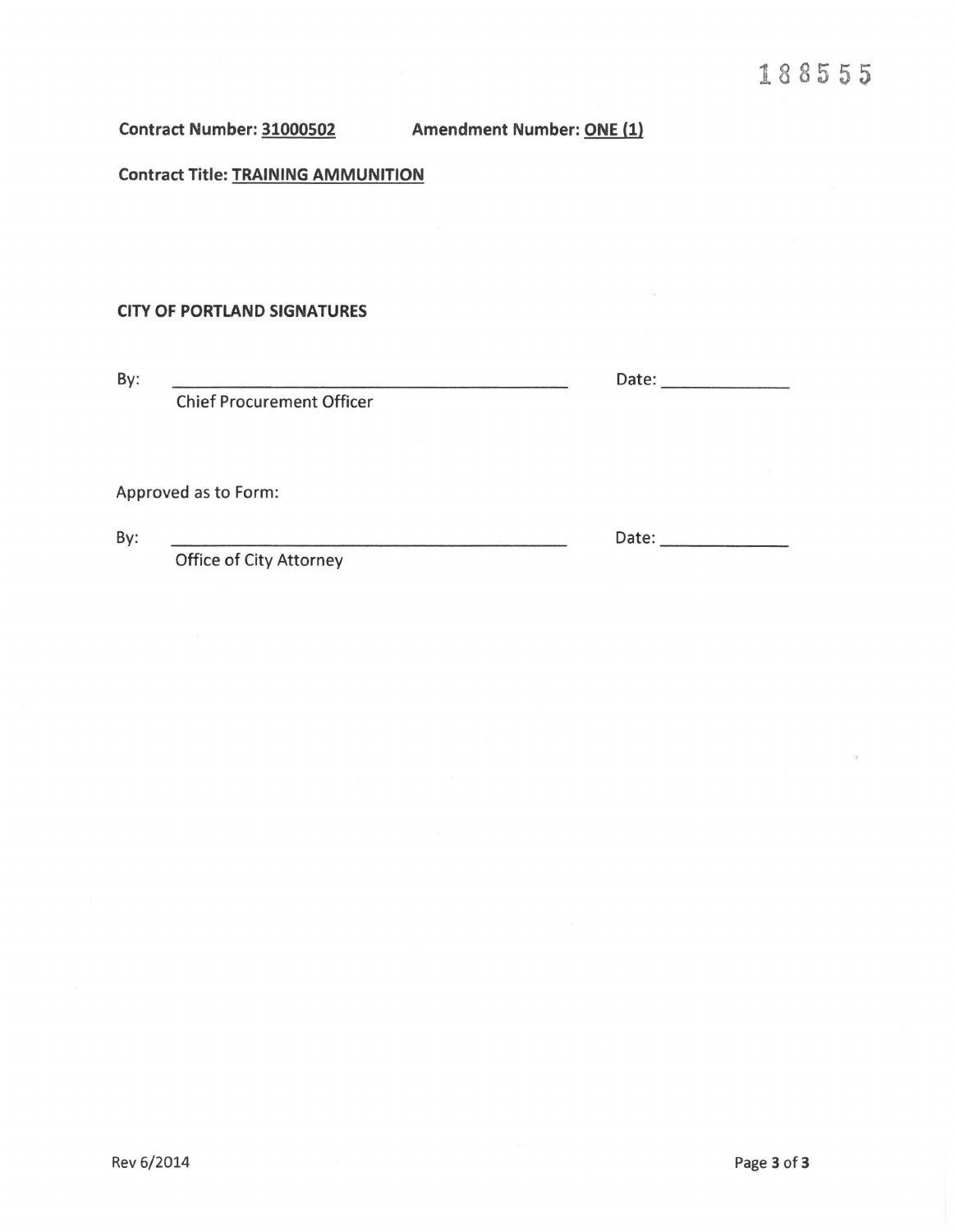188555

**Contract Number:** 31000502 **Amendment Number:** ONE (1)

**Contract Title:** TRAINING AMMUNITION

**CITY OF PORTLAND SIGNATURES**

By: ______________________________________ Date: ____________
Chief Procurement Officer

Approved as to Form:

By: ______________________________________ Date: ____________
Office of City Attorney

Rev 6/2014